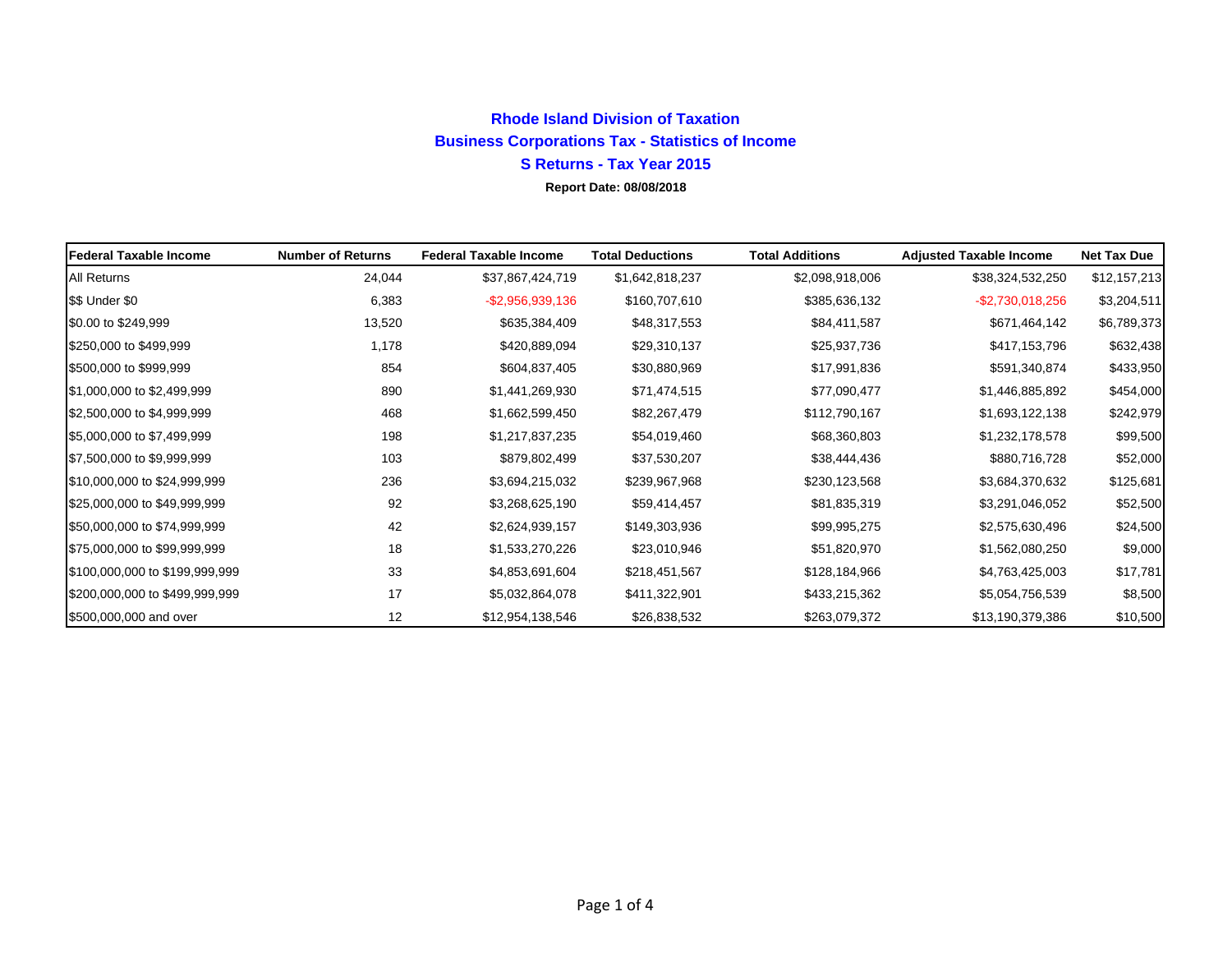# Rhode Island Division of Taxation

## Business Corporations Tax - Statistics of Income

### S Returns - Tax Year 2015

**Report Date: 08/08/2018**

| Federal Taxable Income | Number of Returns | Federal Taxable Income | Total Deductions | Total Additions | Adjusted Taxable Income | Net Tax Due |
|---|---|---|---|---|---|---|
| All Returns | 24,044 | $37,867,424,719 | $1,642,818,237 | $2,098,918,006 | $38,324,532,250 | $12,157,213 |
| $$ Under $0 | 6,383 | -$2,956,939,136 | $160,707,610 | $385,636,132 | -$2,730,018,256 | $3,204,511 |
| $0.00 to $249,999 | 13,520 | $635,384,409 | $48,317,553 | $84,411,587 | $671,464,142 | $6,789,373 |
| $250,000 to $499,999 | 1,178 | $420,889,094 | $29,310,137 | $25,937,736 | $417,153,796 | $632,438 |
| $500,000 to $999,999 | 854 | $604,837,405 | $30,880,969 | $17,991,836 | $591,340,874 | $433,950 |
| $1,000,000 to $2,499,999 | 890 | $1,441,269,930 | $71,474,515 | $77,090,477 | $1,446,885,892 | $454,000 |
| $2,500,000 to $4,999,999 | 468 | $1,662,599,450 | $82,267,479 | $112,790,167 | $1,693,122,138 | $242,979 |
| $5,000,000 to $7,499,999 | 198 | $1,217,837,235 | $54,019,460 | $68,360,803 | $1,232,178,578 | $99,500 |
| $7,500,000 to $9,999,999 | 103 | $879,802,499 | $37,530,207 | $38,444,436 | $880,716,728 | $52,000 |
| $10,000,000 to $24,999,999 | 236 | $3,694,215,032 | $239,967,968 | $230,123,568 | $3,684,370,632 | $125,681 |
| $25,000,000 to $49,999,999 | 92 | $3,268,625,190 | $59,414,457 | $81,835,319 | $3,291,046,052 | $52,500 |
| $50,000,000 to $74,999,999 | 42 | $2,624,939,157 | $149,303,936 | $99,995,275 | $2,575,630,496 | $24,500 |
| $75,000,000 to $99,999,999 | 18 | $1,533,270,226 | $23,010,946 | $51,820,970 | $1,562,080,250 | $9,000 |
| $100,000,000 to $199,999,999 | 33 | $4,853,691,604 | $218,451,567 | $128,184,966 | $4,763,425,003 | $17,781 |
| $200,000,000 to $499,999,999 | 17 | $5,032,864,078 | $411,322,901 | $433,215,362 | $5,054,756,539 | $8,500 |
| $500,000,000 and over | 12 | $12,954,138,546 | $26,838,532 | $263,079,372 | $13,190,379,386 | $10,500 |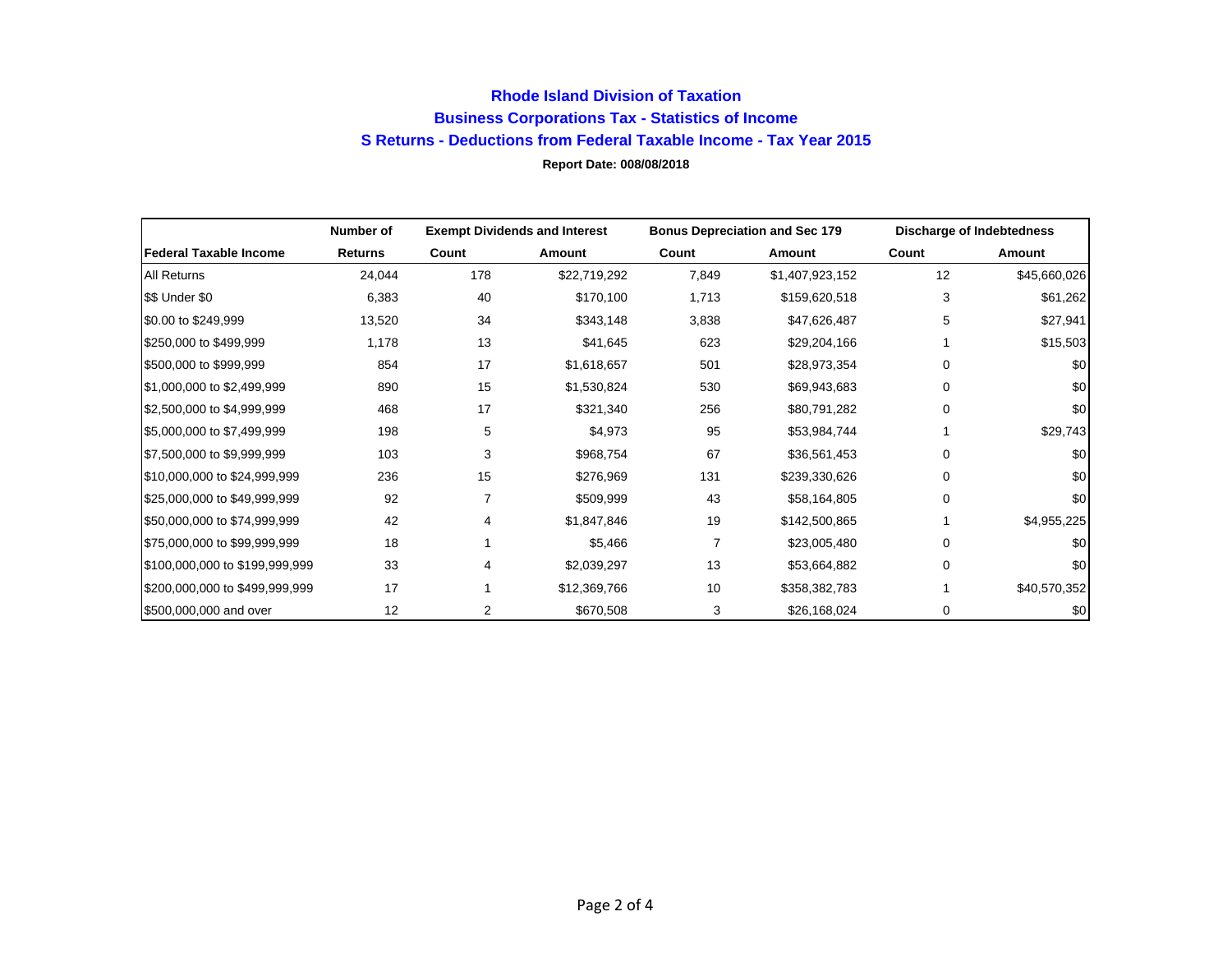# Rhode Island Division of Taxation

## Business Corporations Tax - Statistics of Income

## S Returns - Deductions from Federal Taxable Income - Tax Year 2015

**Report Date: 008/08/2018**

| | Number of | Exempt Dividends and Interest | | Bonus Depreciation and Sec 179 | | Discharge of Indebtedness | |
|---|---|---|---|---|---|---|---|
| **Federal Taxable Income** | **Returns** | **Count** | **Amount** | **Count** | **Amount** | **Count** | **Amount** |
| All Returns | 24,044 | 178 | $22,719,292 | 7,849 | $1,407,923,152 | 12 | $45,660,026 |
| $$ Under $0 | 6,383 | 40 | $170,100 | 1,713 | $159,620,518 | 3 | $61,262 |
| $0.00 to $249,999 | 13,520 | 34 | $343,148 | 3,838 | $47,626,487 | 5 | $27,941 |
| $250,000 to $499,999 | 1,178 | 13 | $41,645 | 623 | $29,204,166 | 1 | $15,503 |
| $500,000 to $999,999 | 854 | 17 | $1,618,657 | 501 | $28,973,354 | 0 | $0 |
| $1,000,000 to $2,499,999 | 890 | 15 | $1,530,824 | 530 | $69,943,683 | 0 | $0 |
| $2,500,000 to $4,999,999 | 468 | 17 | $321,340 | 256 | $80,791,282 | 0 | $0 |
| $5,000,000 to $7,499,999 | 198 | 5 | $4,973 | 95 | $53,984,744 | 1 | $29,743 |
| $7,500,000 to $9,999,999 | 103 | 3 | $968,754 | 67 | $36,561,453 | 0 | $0 |
| $10,000,000 to $24,999,999 | 236 | 15 | $276,969 | 131 | $239,330,626 | 0 | $0 |
| $25,000,000 to $49,999,999 | 92 | 7 | $509,999 | 43 | $58,164,805 | 0 | $0 |
| $50,000,000 to $74,999,999 | 42 | 4 | $1,847,846 | 19 | $142,500,865 | 1 | $4,955,225 |
| $75,000,000 to $99,999,999 | 18 | 1 | $5,466 | 7 | $23,005,480 | 0 | $0 |
| $100,000,000 to $199,999,999 | 33 | 4 | $2,039,297 | 13 | $53,664,882 | 0 | $0 |
| $200,000,000 to $499,999,999 | 17 | 1 | $12,369,766 | 10 | $358,382,783 | 1 | $40,570,352 |
| $500,000,000 and over | 12 | 2 | $670,508 | 3 | $26,168,024 | 0 | $0 |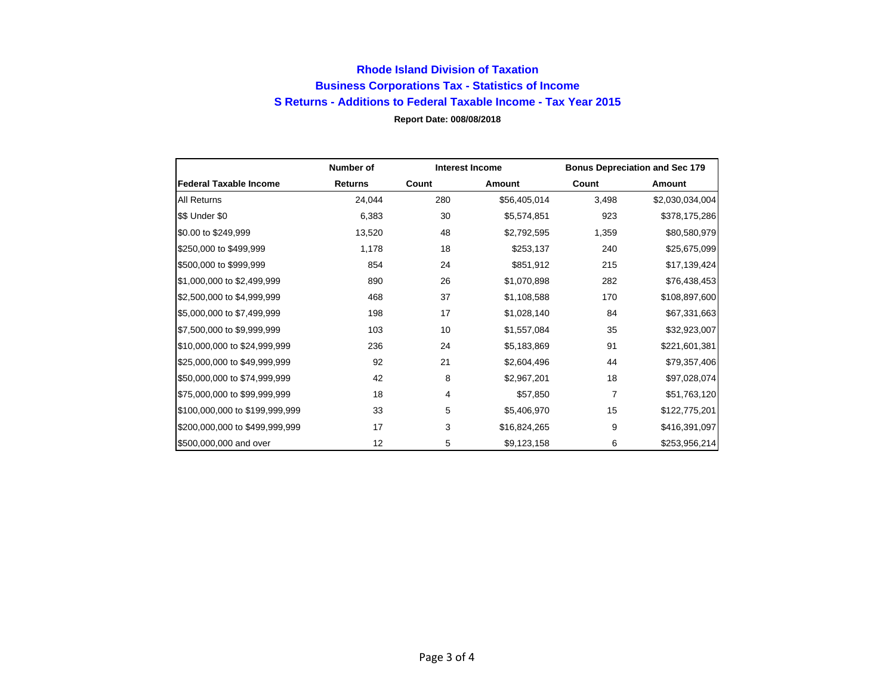# Rhode Island Division of Taxation

## Business Corporations Tax - Statistics of Income

### S Returns - Additions to Federal Taxable Income - Tax Year 2015

**Report Date: 008/08/2018**

| | Number of | Interest Income | | Bonus Depreciation and Sec 179 | |
|---|---|---|---|---|---|
| **Federal Taxable Income** | **Returns** | **Count** | **Amount** | **Count** | **Amount** |
| All Returns | 24,044 | 280 | $56,405,014 | 3,498 | $2,030,034,004 |
| $$ Under $0 | 6,383 | 30 | $5,574,851 | 923 | $378,175,286 |
| $0.00 to $249,999 | 13,520 | 48 | $2,792,595 | 1,359 | $80,580,979 |
| $250,000 to $499,999 | 1,178 | 18 | $253,137 | 240 | $25,675,099 |
| $500,000 to $999,999 | 854 | 24 | $851,912 | 215 | $17,139,424 |
| $1,000,000 to $2,499,999 | 890 | 26 | $1,070,898 | 282 | $76,438,453 |
| $2,500,000 to $4,999,999 | 468 | 37 | $1,108,588 | 170 | $108,897,600 |
| $5,000,000 to $7,499,999 | 198 | 17 | $1,028,140 | 84 | $67,331,663 |
| $7,500,000 to $9,999,999 | 103 | 10 | $1,557,084 | 35 | $32,923,007 |
| $10,000,000 to $24,999,999 | 236 | 24 | $5,183,869 | 91 | $221,601,381 |
| $25,000,000 to $49,999,999 | 92 | 21 | $2,604,496 | 44 | $79,357,406 |
| $50,000,000 to $74,999,999 | 42 | 8 | $2,967,201 | 18 | $97,028,074 |
| $75,000,000 to $99,999,999 | 18 | 4 | $57,850 | 7 | $51,763,120 |
| $100,000,000 to $199,999,999 | 33 | 5 | $5,406,970 | 15 | $122,775,201 |
| $200,000,000 to $499,999,999 | 17 | 3 | $16,824,265 | 9 | $416,391,097 |
| $500,000,000 and over | 12 | 5 | $9,123,158 | 6 | $253,956,214 |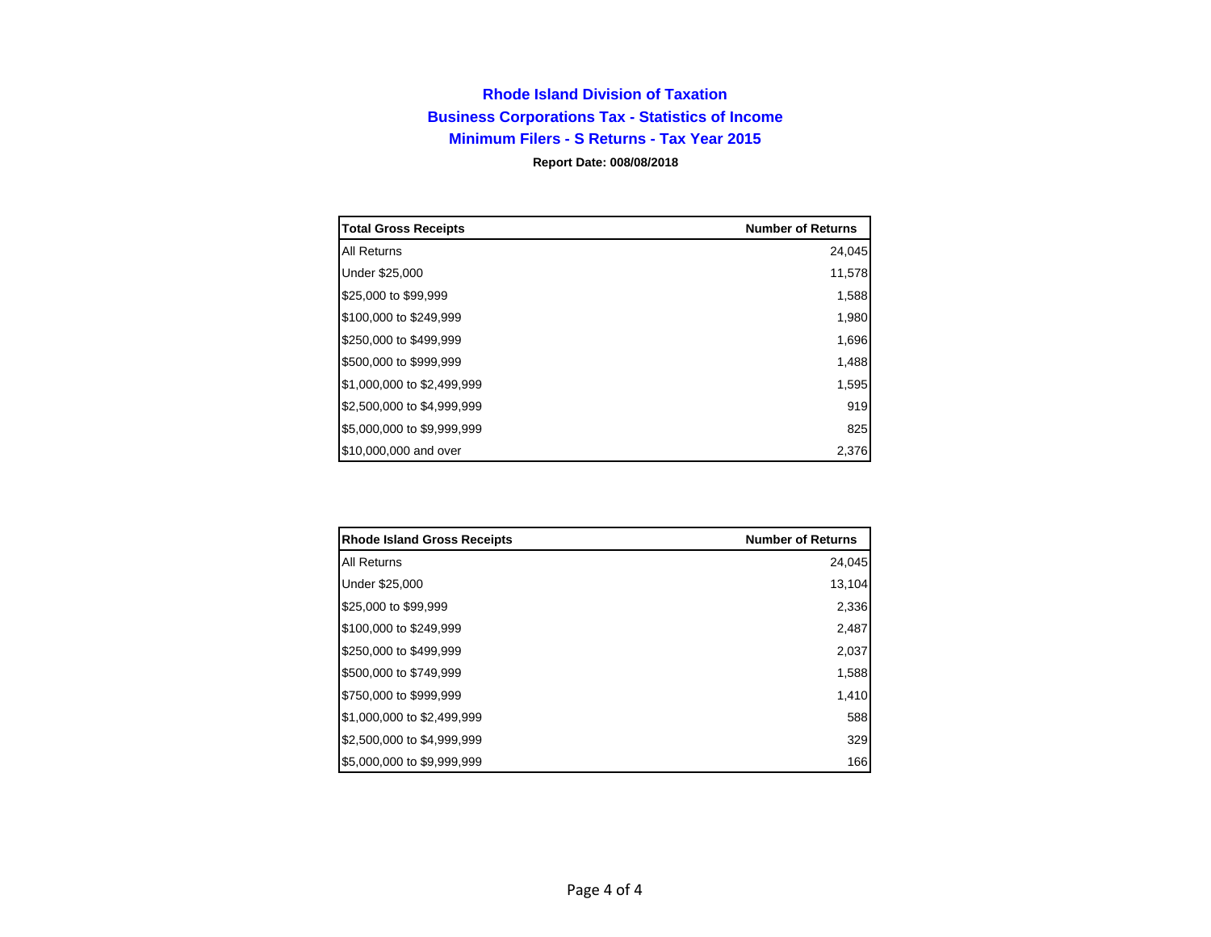# Rhode Island Division of Taxation

## Business Corporations Tax - Statistics of Income

## Minimum Filers - S Returns - Tax Year 2015

**Report Date: 008/08/2018**

| Total Gross Receipts | Number of Returns |
|---|---|
| All Returns | 24,045 |
| Under $25,000 | 11,578 |
| $25,000 to $99,999 | 1,588 |
| $100,000 to $249,999 | 1,980 |
| $250,000 to $499,999 | 1,696 |
| $500,000 to $999,999 | 1,488 |
| $1,000,000 to $2,499,999 | 1,595 |
| $2,500,000 to $4,999,999 | 919 |
| $5,000,000 to $9,999,999 | 825 |
| $10,000,000 and over | 2,376 |

| Rhode Island Gross Receipts | Number of Returns |
|---|---|
| All Returns | 24,045 |
| Under $25,000 | 13,104 |
| $25,000 to $99,999 | 2,336 |
| $100,000 to $249,999 | 2,487 |
| $250,000 to $499,999 | 2,037 |
| $500,000 to $749,999 | 1,588 |
| $750,000 to $999,999 | 1,410 |
| $1,000,000 to $2,499,999 | 588 |
| $2,500,000 to $4,999,999 | 329 |
| $5,000,000 to $9,999,999 | 166 |